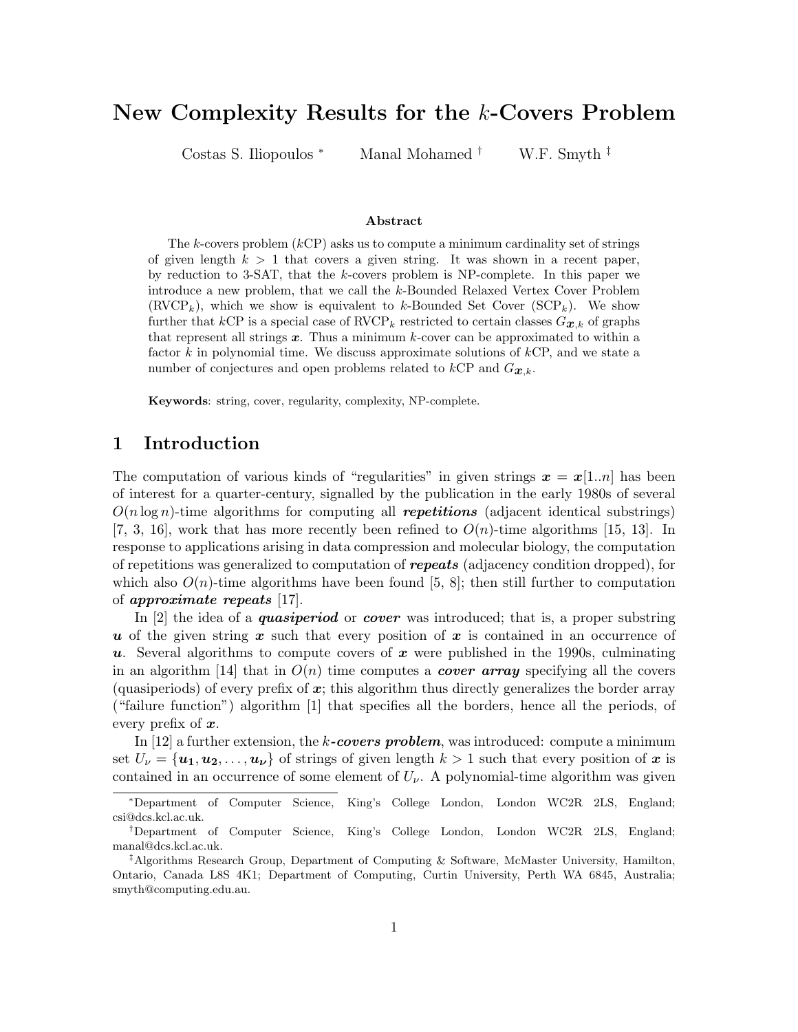# New Complexity Results for the $k$-Covers Problem

Costas S. Iliopoulos [*] Manal Mohamed [†] W.F. Smyth [‡]

### Abstract

The $k$-covers problem ($k$CP) asks us to compute a minimum cardinality set of strings of given length $k > 1$ that covers a given string. It was shown in a recent paper, by reduction to 3-SAT, that the $k$-covers problem is NP-complete. In this paper we introduce a new problem, that we call the $k$-Bounded Relaxed Vertex Cover Problem (RVCP$_k$), which we show is equivalent to $k$-Bounded Set Cover (SCP$_k$). We show further that $k$CP is a special case of RVCP$_k$ restricted to certain classes $G_{\boldsymbol{x},k}$ of graphs that represent all strings $\boldsymbol{x}$. Thus a minimum $k$-cover can be approximated to within a factor $k$ in polynomial time. We discuss approximate solutions of $k$CP, and we state a number of conjectures and open problems related to $k$CP and $G_{\boldsymbol{x},k}$.

**Keywords**: string, cover, regularity, complexity, NP-complete.

## 1 Introduction

The computation of various kinds of "regularities" in given strings $\boldsymbol{x} = \boldsymbol{x}[1..n]$ has been of interest for a quarter-century, signalled by the publication in the early 1980s of several $O(n \log n)$-time algorithms for computing all ***repetitions*** (adjacent identical substrings) [7, 3, 16], work that has more recently been refined to $O(n)$-time algorithms [15, 13]. In response to applications arising in data compression and molecular biology, the computation of repetitions was generalized to computation of ***repeats*** (adjacency condition dropped), for which also $O(n)$-time algorithms have been found [5, 8]; then still further to computation of ***approximate repeats*** [17].

In [2] the idea of a ***quasiperiod*** or ***cover*** was introduced; that is, a proper substring $\boldsymbol{u}$ of the given string $\boldsymbol{x}$ such that every position of $\boldsymbol{x}$ is contained in an occurrence of $\boldsymbol{u}$. Several algorithms to compute covers of $\boldsymbol{x}$ were published in the 1990s, culminating in an algorithm [14] that in $O(n)$ time computes a ***cover array*** specifying all the covers (quasiperiods) of every prefix of $\boldsymbol{x}$; this algorithm thus directly generalizes the border array ("failure function") algorithm [1] that specifies all the borders, hence all the periods, of every prefix of $\boldsymbol{x}$.

In [12] a further extension, the $k$***-covers problem***, was introduced: compute a minimum set $U_\nu = \{\boldsymbol{u_1}, \boldsymbol{u_2}, \ldots, \boldsymbol{u_\nu}\}$ of strings of given length $k > 1$ such that every position of $\boldsymbol{x}$ is contained in an occurrence of some element of $U_\nu$. A polynomial-time algorithm was given

---

[*] Department of Computer Science, King's College London, London WC2R 2LS, England; csi@dcs.kcl.ac.uk.

[†] Department of Computer Science, King's College London, London WC2R 2LS, England; manal@dcs.kcl.ac.uk.

[‡] Algorithms Research Group, Department of Computing & Software, McMaster University, Hamilton, Ontario, Canada L8S 4K1; Department of Computing, Curtin University, Perth WA 6845, Australia; smyth@computing.edu.au.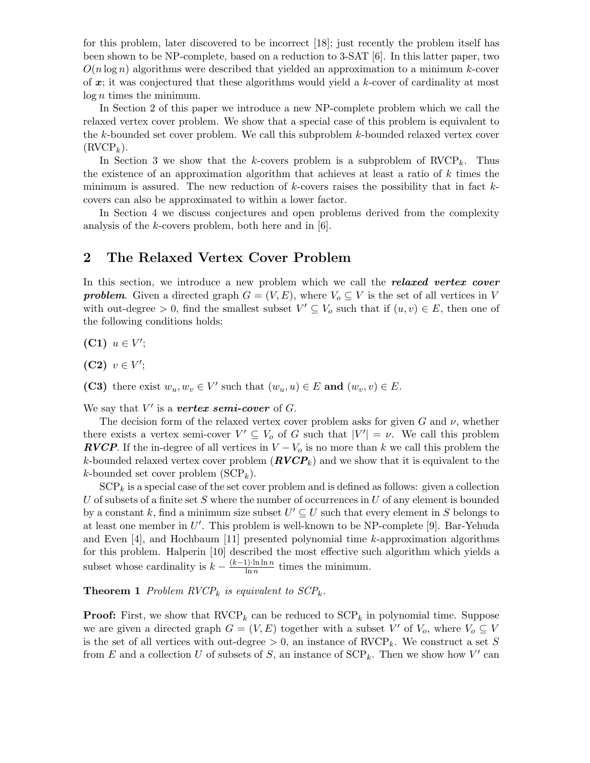for this problem, later discovered to be incorrect [18]; just recently the problem itself has been shown to be NP-complete, based on a reduction to 3-SAT [6]. In this latter paper, two $O(n \log n)$ algorithms were described that yielded an approximation to a minimum $k$-cover of $\boldsymbol{x}$; it was conjectured that these algorithms would yield a $k$-cover of cardinality at most $\log n$ times the minimum.

In Section 2 of this paper we introduce a new NP-complete problem which we call the relaxed vertex cover problem. We show that a special case of this problem is equivalent to the $k$-bounded set cover problem. We call this subproblem $k$-bounded relaxed vertex cover ($\text{RVCP}_k$).

In Section 3 we show that the $k$-covers problem is a subproblem of $\text{RVCP}_k$. Thus the existence of an approximation algorithm that achieves at least a ratio of $k$ times the minimum is assured. The new reduction of $k$-covers raises the possibility that in fact $k$-covers can also be approximated to within a lower factor.

In Section 4 we discuss conjectures and open problems derived from the complexity analysis of the $k$-covers problem, both here and in [6].

## 2 The Relaxed Vertex Cover Problem

In this section, we introduce a new problem which we call the ***relaxed vertex cover problem***. Given a directed graph $G = (V, E)$, where $V_o \subseteq V$ is the set of all vertices in $V$ with out-degree $> 0$, find the smallest subset $V' \subseteq V_o$ such that if $(u, v) \in E$, then one of the following conditions holds:

**(C1)** $u \in V'$;

**(C2)** $v \in V'$;

**(C3)** there exist $w_u, w_v \in V'$ such that $(w_u, u) \in E$ **and** $(w_v, v) \in E$.

We say that $V'$ is a ***vertex semi-cover*** of $G$.

The decision form of the relaxed vertex cover problem asks for given $G$ and $\nu$, whether there exists a vertex semi-cover $V' \subseteq V_o$ of $G$ such that $|V'| = \nu$. We call this problem ***RVCP***. If the in-degree of all vertices in $V - V_o$ is no more than $k$ we call this problem the $k$-bounded relaxed vertex cover problem (***RVCP***$_k$) and we show that it is equivalent to the $k$-bounded set cover problem ($\text{SCP}_k$).

$\text{SCP}_k$ is a special case of the set cover problem and is defined as follows: given a collection $U$ of subsets of a finite set $S$ where the number of occurrences in $U$ of any element is bounded by a constant $k$, find a minimum size subset $U' \subseteq U$ such that every element in $S$ belongs to at least one member in $U'$. This problem is well-known to be NP-complete [9]. Bar-Yehuda and Even [4], and Hochbaum [11] presented polynomial time $k$-approximation algorithms for this problem. Halperin [10] described the most effective such algorithm which yields a subset whose cardinality is $k - \frac{(k-1) \cdot \ln \ln n}{\ln n}$ times the minimum.

**Theorem 1** *Problem $\text{RVCP}_k$ is equivalent to $\text{SCP}_k$.*

**Proof:** First, we show that $\text{RVCP}_k$ can be reduced to $\text{SCP}_k$ in polynomial time. Suppose we are given a directed graph $G = (V, E)$ together with a subset $V'$ of $V_o$, where $V_o \subseteq V$ is the set of all vertices with out-degree $> 0$, an instance of $\text{RVCP}_k$. We construct a set $S$ from $E$ and a collection $U$ of subsets of $S$, an instance of $\text{SCP}_k$. Then we show how $V'$ can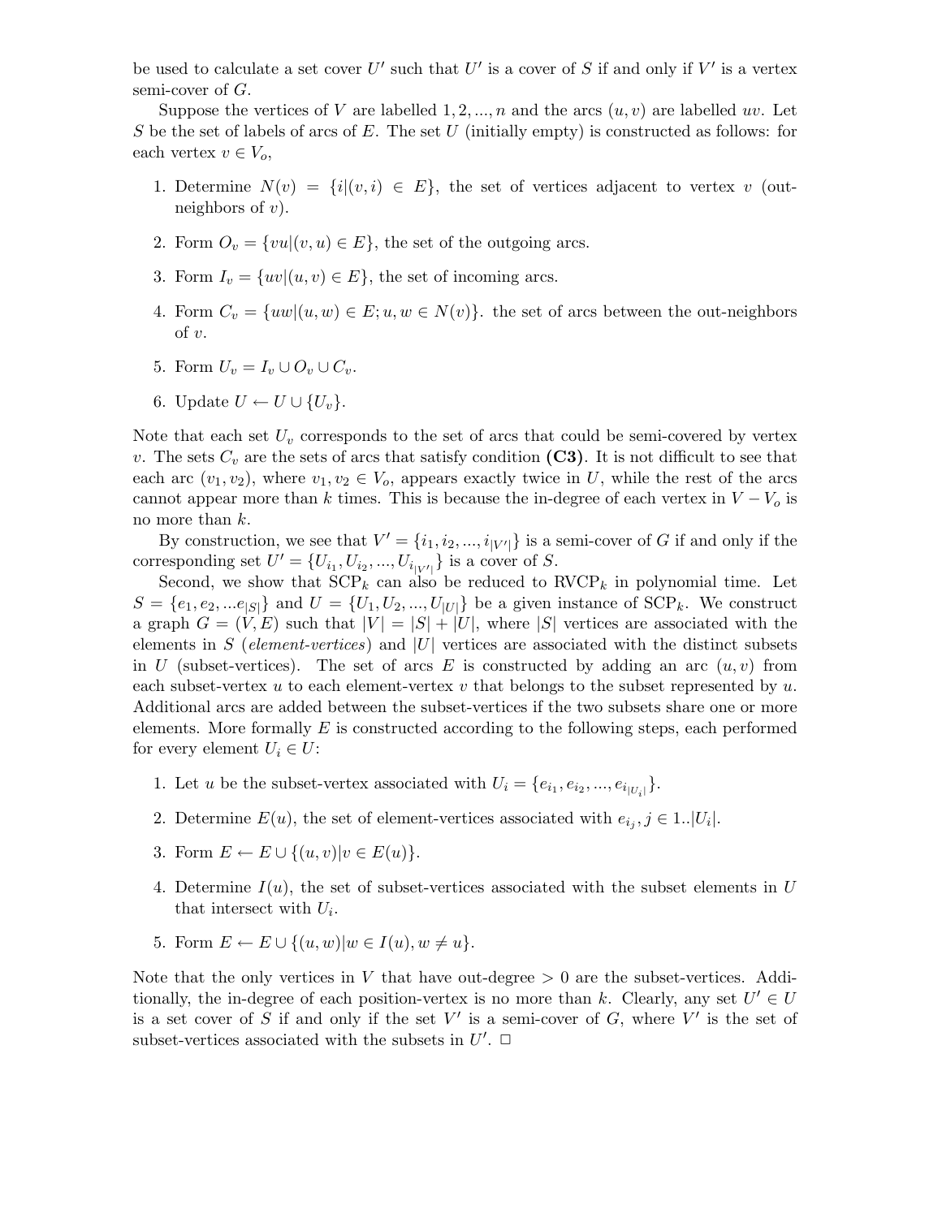be used to calculate a set cover $U'$ such that $U'$ is a cover of $S$ if and only if $V'$ is a vertex semi-cover of $G$.

Suppose the vertices of $V$ are labelled $1, 2, ..., n$ and the arcs $(u, v)$ are labelled $uv$. Let $S$ be the set of labels of arcs of $E$. The set $U$ (initially empty) is constructed as follows: for each vertex $v \in V_o$,

1. Determine $N(v) = \{i | (v, i) \in E\}$, the set of vertices adjacent to vertex $v$ (out-neighbors of $v$).
2. Form $O_v = \{vu | (v, u) \in E\}$, the set of the outgoing arcs.
3. Form $I_v = \{uv | (u, v) \in E\}$, the set of incoming arcs.
4. Form $C_v = \{uw | (u, w) \in E; u, w \in N(v)\}$. the set of arcs between the out-neighbors of $v$.
5. Form $U_v = I_v \cup O_v \cup C_v$.
6. Update $U \leftarrow U \cup \{U_v\}$.

Note that each set $U_v$ corresponds to the set of arcs that could be semi-covered by vertex $v$. The sets $C_v$ are the sets of arcs that satisfy condition **(C3)**. It is not difficult to see that each arc $(v_1, v_2)$, where $v_1, v_2 \in V_o$, appears exactly twice in $U$, while the rest of the arcs cannot appear more than $k$ times. This is because the in-degree of each vertex in $V - V_o$ is no more than $k$.

By construction, we see that $V' = \{i_1, i_2, ..., i_{|V'|}\}$ is a semi-cover of $G$ if and only if the corresponding set $U' = \{U_{i_1}, U_{i_2}, ..., U_{i_{|V'|}}\}$ is a cover of $S$.

Second, we show that SCP$_k$ can also be reduced to RVCP$_k$ in polynomial time. Let $S = \{e_1, e_2, ...e_{|S|}\}$ and $U = \{U_1, U_2, ..., U_{|U|}\}$ be a given instance of SCP$_k$. We construct a graph $G = (V, E)$ such that $|V| = |S| + |U|$, where $|S|$ vertices are associated with the elements in $S$ (*element-vertices*) and $|U|$ vertices are associated with the distinct subsets in $U$ (subset-vertices). The set of arcs $E$ is constructed by adding an arc $(u, v)$ from each subset-vertex $u$ to each element-vertex $v$ that belongs to the subset represented by $u$. Additional arcs are added between the subset-vertices if the two subsets share one or more elements. More formally $E$ is constructed according to the following steps, each performed for every element $U_i \in U$:

1. Let $u$ be the subset-vertex associated with $U_i = \{e_{i_1}, e_{i_2}, ..., e_{i_{|U_i|}}\}$.
2. Determine $E(u)$, the set of element-vertices associated with $e_{i_j}, j \in 1..|U_i|$.
3. Form $E \leftarrow E \cup \{(u, v) | v \in E(u)\}$.
4. Determine $I(u)$, the set of subset-vertices associated with the subset elements in $U$ that intersect with $U_i$.
5. Form $E \leftarrow E \cup \{(u, w) | w \in I(u), w \neq u\}$.

Note that the only vertices in $V$ that have out-degree $> 0$ are the subset-vertices. Additionally, the in-degree of each position-vertex is no more than $k$. Clearly, any set $U' \in U$ is a set cover of $S$ if and only if the set $V'$ is a semi-cover of $G$, where $V'$ is the set of subset-vertices associated with the subsets in $U'$. $\Box$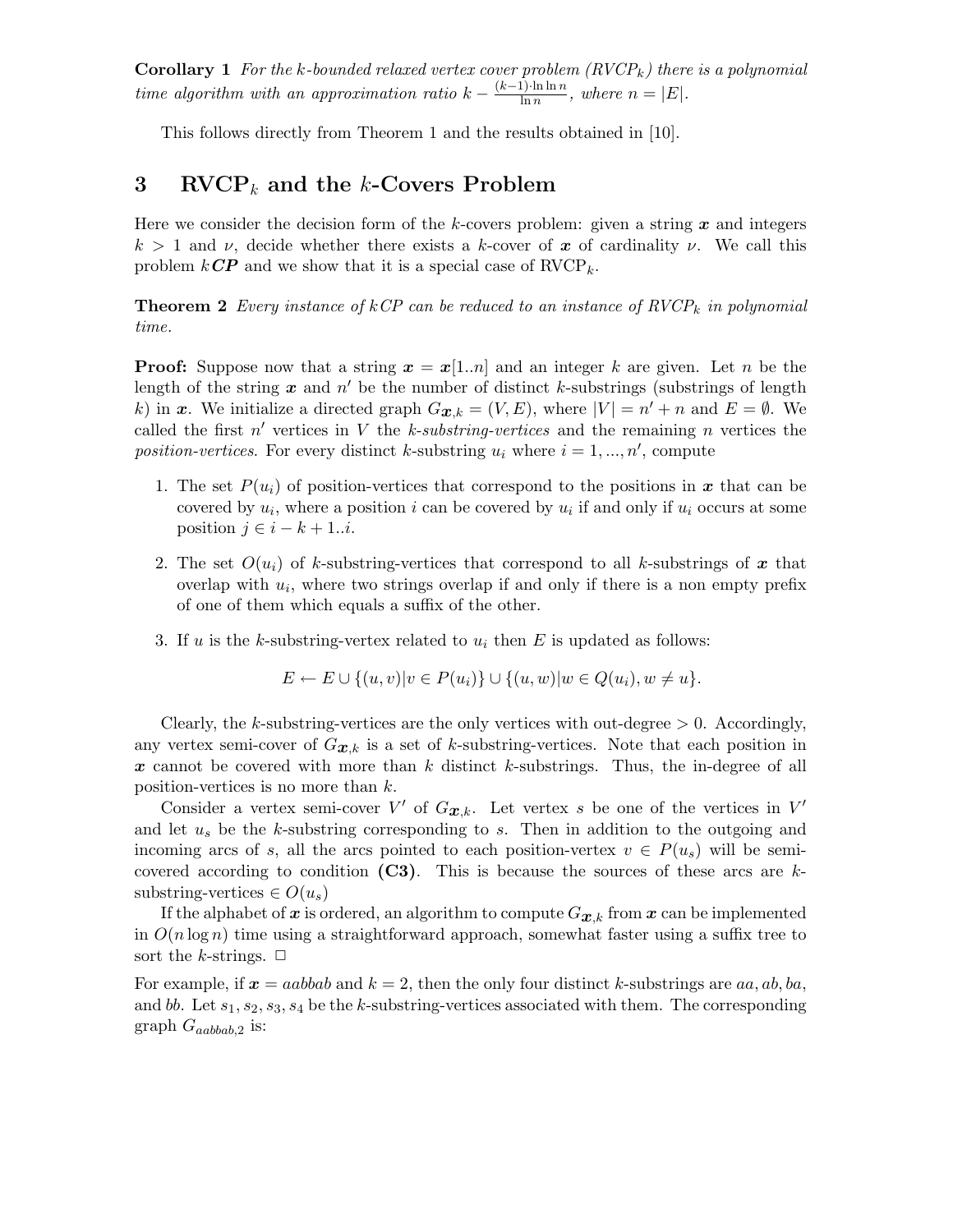**Corollary 1** *For the k-bounded relaxed vertex cover problem ($RVCP_k$) there is a polynomial time algorithm with an approximation ratio $k - \frac{(k-1)\cdot \ln \ln n}{\ln n}$, where $n = |E|$.*

This follows directly from Theorem 1 and the results obtained in [10].

## 3 $\text{RVCP}_k$ and the $k$-Covers Problem

Here we consider the decision form of the $k$-covers problem: given a string $\boldsymbol{x}$ and integers $k > 1$ and $\nu$, decide whether there exists a $k$-cover of $\boldsymbol{x}$ of cardinality $\nu$. We call this problem $k\boldsymbol{CP}$ and we show that it is a special case of $\text{RVCP}_k$.

**Theorem 2** *Every instance of $kCP$ can be reduced to an instance of $RVCP_k$ in polynomial time.*

**Proof:** Suppose now that a string $\boldsymbol{x} = \boldsymbol{x}[1..n]$ and an integer $k$ are given. Let $n$ be the length of the string $\boldsymbol{x}$ and $n'$ be the number of distinct $k$-substrings (substrings of length $k$) in $\boldsymbol{x}$. We initialize a directed graph $G_{\boldsymbol{x},k} = (V, E)$, where $|V| = n' + n$ and $E = \emptyset$. We called the first $n'$ vertices in $V$ the *k-substring-vertices* and the remaining $n$ vertices the *position-vertices*. For every distinct $k$-substring $u_i$ where $i = 1, ..., n'$, compute

1. The set $P(u_i)$ of position-vertices that correspond to the positions in $\boldsymbol{x}$ that can be covered by $u_i$, where a position $i$ can be covered by $u_i$ if and only if $u_i$ occurs at some position $j \in i - k + 1..i$.
2. The set $O(u_i)$ of $k$-substring-vertices that correspond to all $k$-substrings of $\boldsymbol{x}$ that overlap with $u_i$, where two strings overlap if and only if there is a non empty prefix of one of them which equals a suffix of the other.
3. If $u$ is the $k$-substring-vertex related to $u_i$ then $E$ is updated as follows:

$$E \leftarrow E \cup \{(u, v) | v \in P(u_i)\} \cup \{(u, w) | w \in Q(u_i), w \neq u\}.$$

Clearly, the $k$-substring-vertices are the only vertices with out-degree $> 0$. Accordingly, any vertex semi-cover of $G_{\boldsymbol{x},k}$ is a set of $k$-substring-vertices. Note that each position in $\boldsymbol{x}$ cannot be covered with more than $k$ distinct $k$-substrings. Thus, the in-degree of all position-vertices is no more than $k$.

Consider a vertex semi-cover $V'$ of $G_{\boldsymbol{x},k}$. Let vertex $s$ be one of the vertices in $V'$ and let $u_s$ be the $k$-substring corresponding to $s$. Then in addition to the outgoing and incoming arcs of $s$, all the arcs pointed to each position-vertex $v \in P(u_s)$ will be semi-covered according to condition **(C3)**. This is because the sources of these arcs are $k$-substring-vertices $\in O(u_s)$

If the alphabet of $\boldsymbol{x}$ is ordered, an algorithm to compute $G_{\boldsymbol{x},k}$ from $\boldsymbol{x}$ can be implemented in $O(n \log n)$ time using a straightforward approach, somewhat faster using a suffix tree to sort the $k$-strings. $\Box$

For example, if $\boldsymbol{x} = aabbab$ and $k = 2$, then the only four distinct $k$-substrings are $aa, ab, ba$, and $bb$. Let $s_1, s_2, s_3, s_4$ be the $k$-substring-vertices associated with them. The corresponding graph $G_{aabbab,2}$ is: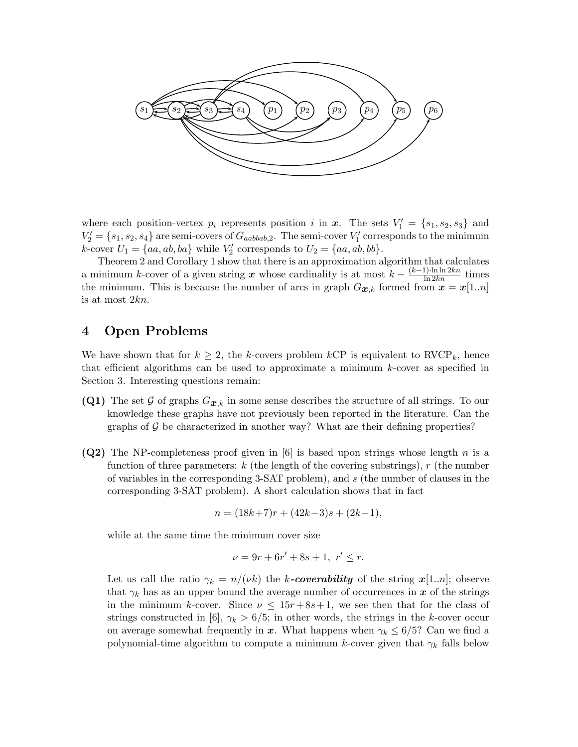where each position-vertex $p_i$ represents position $i$ in $\boldsymbol{x}$. The sets $V_1' = \{s_1, s_2, s_3\}$ and $V_2' = \{s_1, s_2, s_4\}$ are semi-covers of $G_{aabbab,2}$. The semi-cover $V_1'$ corresponds to the minimum $k$-cover $U_1 = \{aa, ab, ba\}$ while $V_2'$ corresponds to $U_2 = \{aa, ab, bb\}$.

Theorem 2 and Corollary 1 show that there is an approximation algorithm that calculates a minimum $k$-cover of a given string $\boldsymbol{x}$ whose cardinality is at most $k - \frac{(k-1)\cdot \ln \ln 2kn}{\ln 2kn}$ times the minimum. This is because the number of arcs in graph $G_{\boldsymbol{x},k}$ formed from $\boldsymbol{x} = \boldsymbol{x}[1..n]$ is at most $2kn$.

## 4 Open Problems

We have shown that for $k \geq 2$, the $k$-covers problem $k$CP is equivalent to RVCP$_k$, hence that efficient algorithms can be used to approximate a minimum $k$-cover as specified in Section 3. Interesting questions remain:

**(Q1)** The set $\mathcal{G}$ of graphs $G_{\boldsymbol{x},k}$ in some sense describes the structure of all strings. To our knowledge these graphs have not previously been reported in the literature. Can the graphs of $\mathcal{G}$ be characterized in another way? What are their defining properties?

**(Q2)** The NP-completeness proof given in [6] is based upon strings whose length $n$ is a function of three parameters: $k$ (the length of the covering substrings), $r$ (the number of variables in the corresponding 3-SAT problem), and $s$ (the number of clauses in the corresponding 3-SAT problem). A short calculation shows that in fact

$$n = (18k+7)r + (42k-3)s + (2k-1),$$

while at the same time the minimum cover size

$$\nu = 9r + 6r' + 8s + 1, \ r' \leq r.$$

Let us call the ratio $\gamma_k = n/(\nu k)$ the ***k*-coverability** of the string $\boldsymbol{x}[1..n]$; observe that $\gamma_k$ has as an upper bound the average number of occurrences in $\boldsymbol{x}$ of the strings in the minimum $k$-cover. Since $\nu \leq 15r + 8s + 1$, we see then that for the class of strings constructed in [6], $\gamma_k > 6/5$; in other words, the strings in the $k$-cover occur on average somewhat frequently in $\boldsymbol{x}$. What happens when $\gamma_k \leq 6/5$? Can we find a polynomial-time algorithm to compute a minimum $k$-cover given that $\gamma_k$ falls below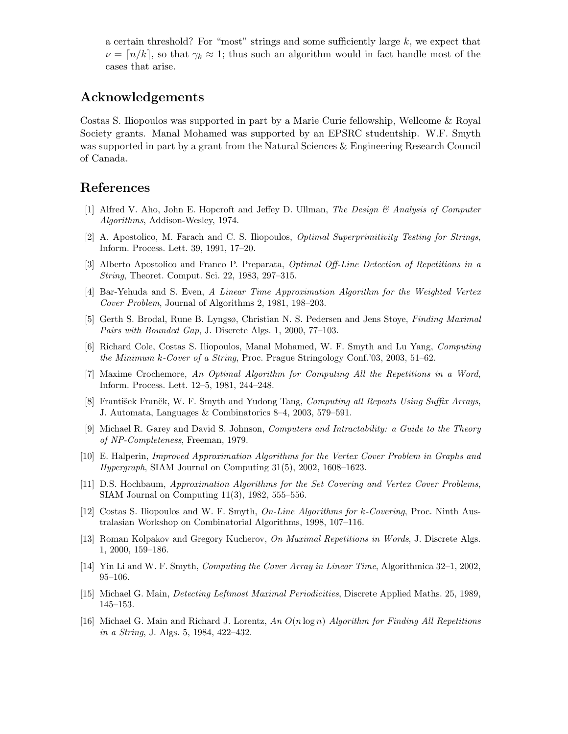a certain threshold? For "most" strings and some sufficiently large $k$, we expect that $\nu = \lceil n/k \rceil$, so that $\gamma_k \approx 1$; thus such an algorithm would in fact handle most of the cases that arise.

## Acknowledgements

Costas S. Iliopoulos was supported in part by a Marie Curie fellowship, Wellcome & Royal Society grants. Manal Mohamed was supported by an EPSRC studentship. W.F. Smyth was supported in part by a grant from the Natural Sciences & Engineering Research Council of Canada.

## References

[1] Alfred V. Aho, John E. Hopcroft and Jeffey D. Ullman, *The Design & Analysis of Computer Algorithms*, Addison-Wesley, 1974.

[2] A. Apostolico, M. Farach and C. S. Iliopoulos, *Optimal Superprimitivity Testing for Strings*, Inform. Process. Lett. 39, 1991, 17–20.

[3] Alberto Apostolico and Franco P. Preparata, *Optimal Off-Line Detection of Repetitions in a String*, Theoret. Comput. Sci. 22, 1983, 297–315.

[4] Bar-Yehuda and S. Even, *A Linear Time Approximation Algorithm for the Weighted Vertex Cover Problem*, Journal of Algorithms 2, 1981, 198–203.

[5] Gerth S. Brodal, Rune B. Lyngsø, Christian N. S. Pedersen and Jens Stoye, *Finding Maximal Pairs with Bounded Gap*, J. Discrete Algs. 1, 2000, 77–103.

[6] Richard Cole, Costas S. Iliopoulos, Manal Mohamed, W. F. Smyth and Lu Yang, *Computing the Minimum k-Cover of a String*, Proc. Prague Stringology Conf.'03, 2003, 51–62.

[7] Maxime Crochemore, *An Optimal Algorithm for Computing All the Repetitions in a Word*, Inform. Process. Lett. 12–5, 1981, 244–248.

[8] František Franěk, W. F. Smyth and Yudong Tang, *Computing all Repeats Using Suffix Arrays*, J. Automata, Languages & Combinatorics 8–4, 2003, 579–591.

[9] Michael R. Garey and David S. Johnson, *Computers and Intractability: a Guide to the Theory of NP-Completeness*, Freeman, 1979.

[10] E. Halperin, *Improved Approximation Algorithms for the Vertex Cover Problem in Graphs and Hypergraph*, SIAM Journal on Computing 31(5), 2002, 1608–1623.

[11] D.S. Hochbaum, *Approximation Algorithms for the Set Covering and Vertex Cover Problems*, SIAM Journal on Computing 11(3), 1982, 555–556.

[12] Costas S. Iliopoulos and W. F. Smyth, *On-Line Algorithms for k-Covering*, Proc. Ninth Australasian Workshop on Combinatorial Algorithms, 1998, 107–116.

[13] Roman Kolpakov and Gregory Kucherov, *On Maximal Repetitions in Words*, J. Discrete Algs. 1, 2000, 159–186.

[14] Yin Li and W. F. Smyth, *Computing the Cover Array in Linear Time*, Algorithmica 32–1, 2002, 95–106.

[15] Michael G. Main, *Detecting Leftmost Maximal Periodicities*, Discrete Applied Maths. 25, 1989, 145–153.

[16] Michael G. Main and Richard J. Lorentz, *An $O(n \log n)$ Algorithm for Finding All Repetitions in a String*, J. Algs. 5, 1984, 422–432.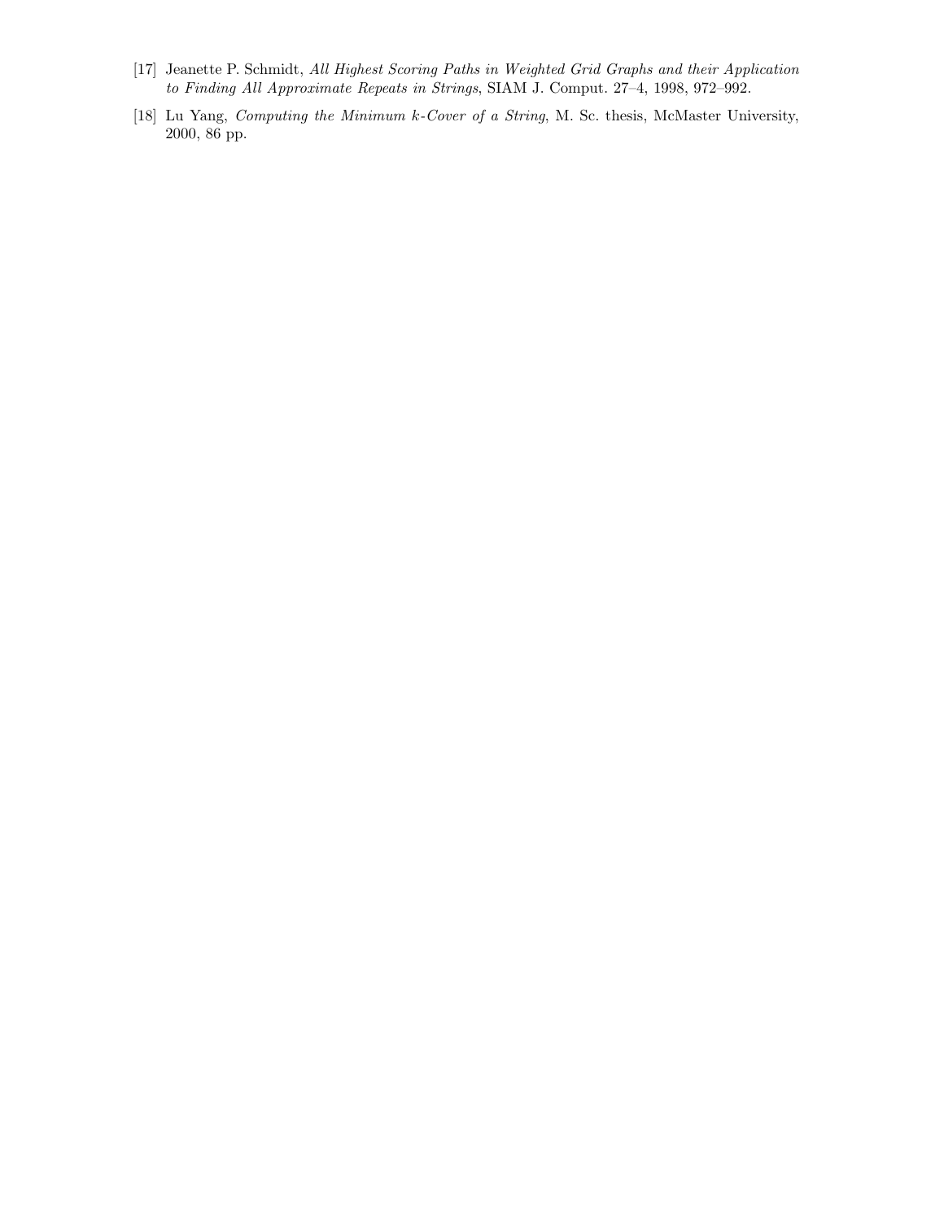[17] Jeanette P. Schmidt, *All Highest Scoring Paths in Weighted Grid Graphs and their Application to Finding All Approximate Repeats in Strings*, SIAM J. Comput. 27–4, 1998, 972–992.

[18] Lu Yang, *Computing the Minimum $k$-Cover of a String*, M. Sc. thesis, McMaster University, 2000, 86 pp.